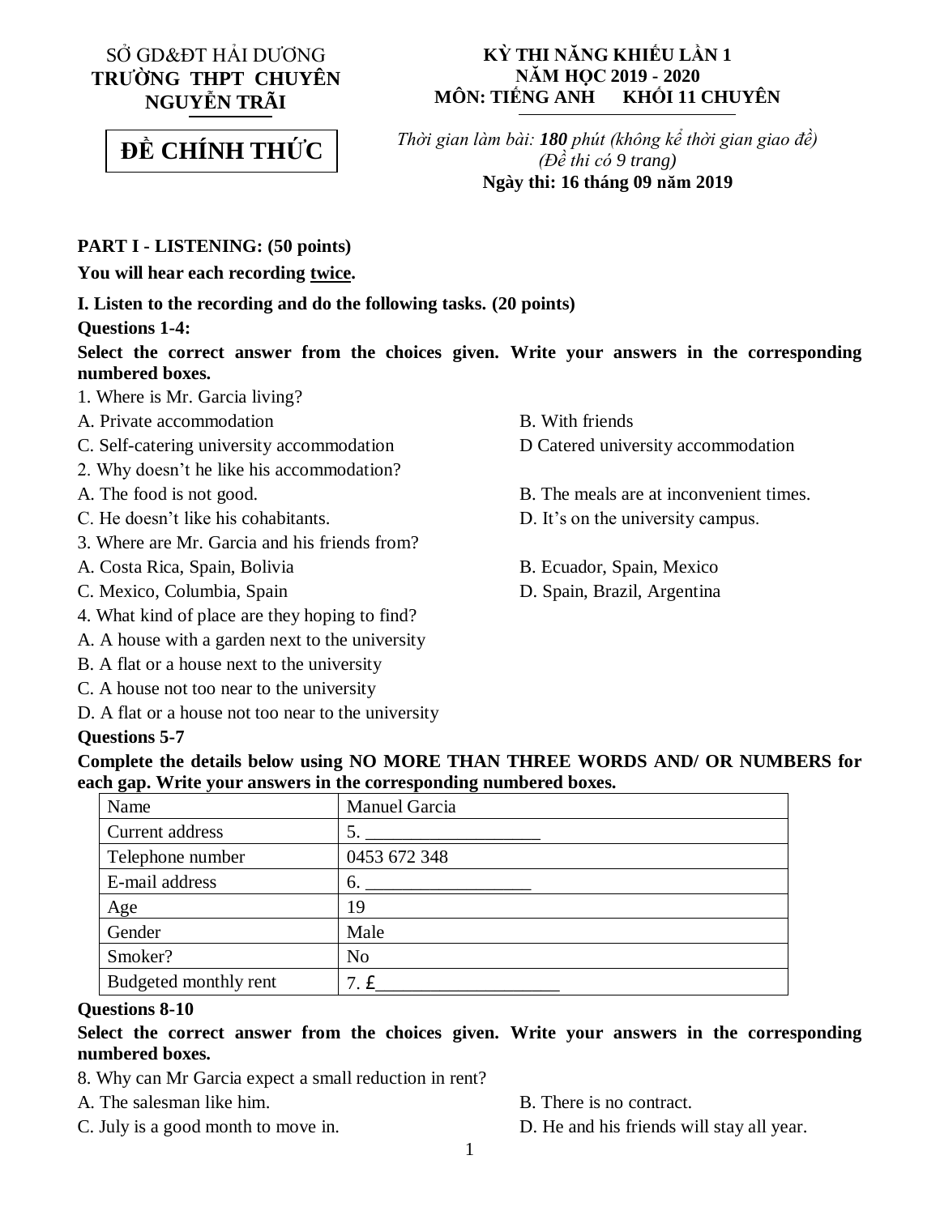SỞ GD&ĐT HẢI DƯƠNG
**TRƯỜNG THPT CHUYÊN NGUYỄN TRÃI**

**ĐỀ CHÍNH THỨC**

**KỲ THI NĂNG KHIẾU LẦN 1**
**NĂM HỌC 2019 - 2020**
**MÔN: TIẾNG ANH KHỐI 11 CHUYÊN**

*Thời gian làm bài: **180** phút (không kể thời gian giao đề)*
*(Đề thi có 9 trang)*
**Ngày thi: 16 tháng 09 năm 2019**

## PART I - LISTENING: (50 points)

**You will hear each recording twice.**

### I. Listen to the recording and do the following tasks. (20 points)

**Questions 1-4:**

**Select the correct answer from the choices given. Write your answers in the corresponding numbered boxes.**

1. Where is Mr. Garcia living?

A. Private accommodation
B. With friends
C. Self-catering university accommodation
D Catered university accommodation

2. Why doesn't he like his accommodation?

A. The food is not good.
B. The meals are at inconvenient times.
C. He doesn't like his cohabitants.
D. It's on the university campus.

3. Where are Mr. Garcia and his friends from?

A. Costa Rica, Spain, Bolivia
B. Ecuador, Spain, Mexico
C. Mexico, Columbia, Spain
D. Spain, Brazil, Argentina

4. What kind of place are they hoping to find?

A. A house with a garden next to the university
B. A flat or a house next to the university
C. A house not too near to the university
D. A flat or a house not too near to the university

**Questions 5-7**

**Complete the details below using NO MORE THAN THREE WORDS AND/ OR NUMBERS for each gap. Write your answers in the corresponding numbered boxes.**

| Name | Manuel Garcia |
|---|---|
| Current address | 5. ___________________ |
| Telephone number | 0453 672 348 |
| E-mail address | 6. __________________ |
| Age | 19 |
| Gender | Male |
| Smoker? | No |
| Budgeted monthly rent | 7. £____________________ |

**Questions 8-10**

**Select the correct answer from the choices given. Write your answers in the corresponding numbered boxes.**

8. Why can Mr Garcia expect a small reduction in rent?

A. The salesman like him.
B. There is no contract.
C. July is a good month to move in.
D. He and his friends will stay all year.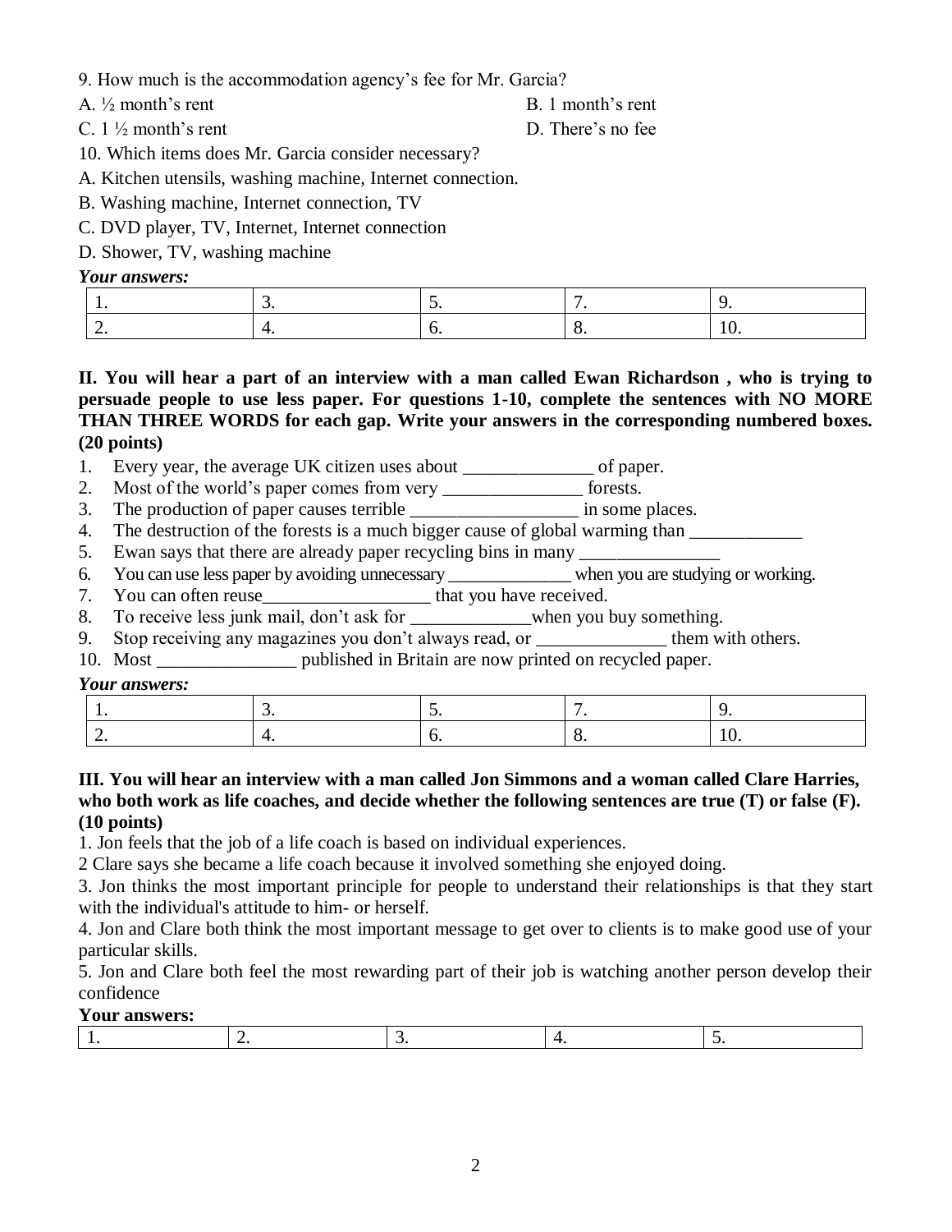9. How much is the accommodation agency's fee for Mr. Garcia?

A. ½ month's rent
B. 1 month's rent
C. 1 ½ month's rent
D. There's no fee

10. Which items does Mr. Garcia consider necessary?

A. Kitchen utensils, washing machine, Internet connection.
B. Washing machine, Internet connection, TV
C. DVD player, TV, Internet, Internet connection
D. Shower, TV, washing machine

***Your answers:***

| 1. | 3. | 5. | 7. | 9. |
|---|---|---|---|---|
| 2. | 4. | 6. | 8. | 10. |

**II. You will hear a part of an interview with a man called Ewan Richardson , who is trying to persuade people to use less paper. For questions 1-10, complete the sentences with NO MORE THAN THREE WORDS for each gap. Write your answers in the corresponding numbered boxes. (20 points)**

1. Every year, the average UK citizen uses about ______________ of paper.
2. Most of the world's paper comes from very _______________ forests.
3. The production of paper causes terrible __________________ in some places.
4. The destruction of the forests is a much bigger cause of global warming than ____________
5. Ewan says that there are already paper recycling bins in many _______________
6. You can use less paper by avoiding unnecessary ______________ when you are studying or working.
7. You can often reuse__________________ that you have received.
8. To receive less junk mail, don't ask for _____________when you buy something.
9. Stop receiving any magazines you don't always read, or ______________ them with others.
10. Most _______________ published in Britain are now printed on recycled paper.

***Your answers:***

| 1. | 3. | 5. | 7. | 9. |
|---|---|---|---|---|
| 2. | 4. | 6. | 8. | 10. |

**III. You will hear an interview with a man called Jon Simmons and a woman called Clare Harries, who both work as life coaches, and decide whether the following sentences are true (T) or false (F). (10 points)**

1. Jon feels that the job of a life coach is based on individual experiences.

2 Clare says she became a life coach because it involved something she enjoyed doing.

3. Jon thinks the most important principle for people to understand their relationships is that they start with the individual's attitude to him- or herself.

4. Jon and Clare both think the most important message to get over to clients is to make good use of your particular skills.

5. Jon and Clare both feel the most rewarding part of their job is watching another person develop their confidence

**Your answers:**

| 1. | 2. | 3. | 4. | 5. |
|---|---|---|---|---|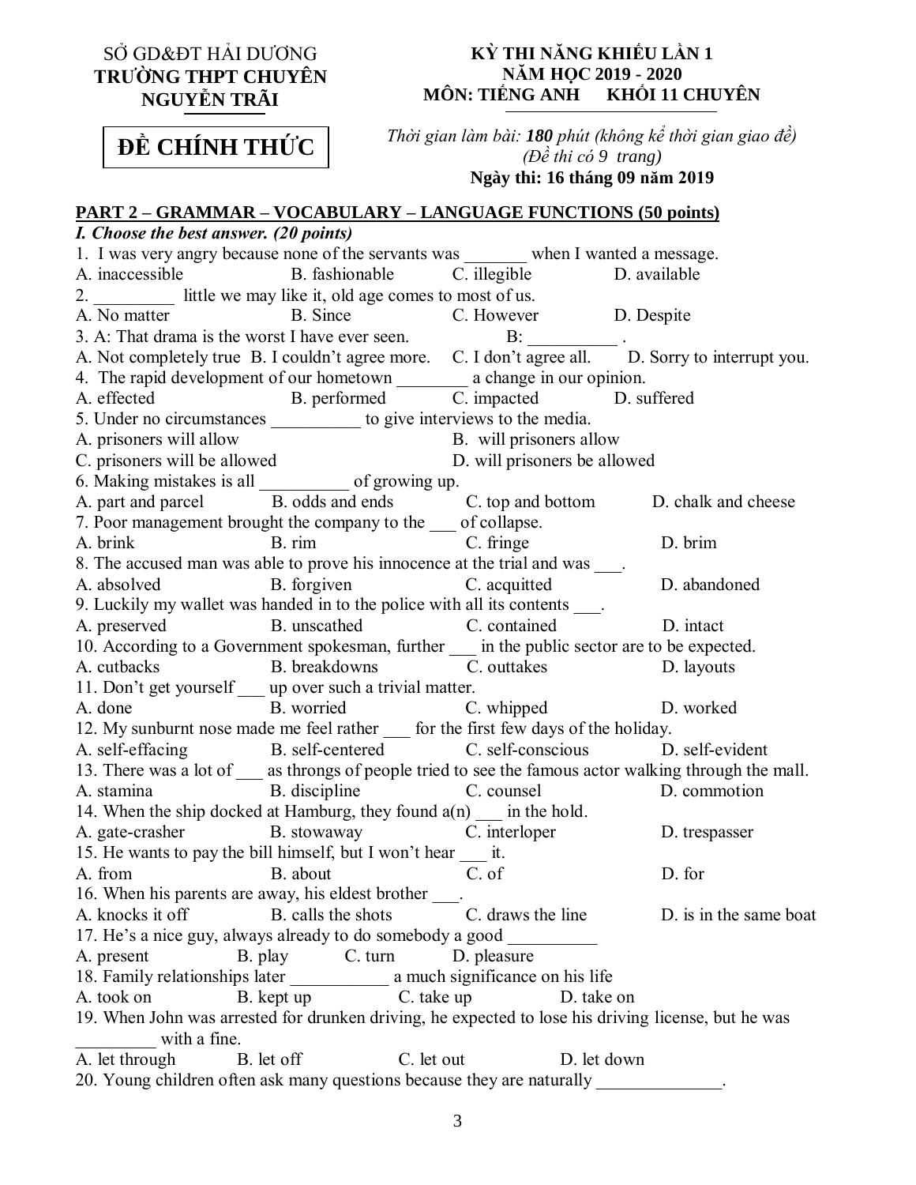SỞ GD&ĐT HẢI DƯƠNG
**TRƯỜNG THPT CHUYÊN NGUYỄN TRÃI**

**ĐỀ CHÍNH THỨC**

**KỲ THI NĂNG KHIẾU LẦN 1**
**NĂM HỌC 2019 - 2020**
**MÔN: TIẾNG ANH KHỐI 11 CHUYÊN**

*Thời gian làm bài: **180** phút (không kể thời gian giao đề)*
*(Đề thi có 9 trang)*
**Ngày thi: 16 tháng 09 năm 2019**

## PART 2 – GRAMMAR – VOCABULARY – LANGUAGE FUNCTIONS (50 points)

***I. Choose the best answer. (20 points)***

1. I was very angry because none of the servants was _______ when I wanted a message.
A. inaccessible B. fashionable C. illegible D. available

2. _________ little we may like it, old age comes to most of us.
A. No matter B. Since C. However D. Despite

3. A: That drama is the worst I have ever seen. B: __________ .
A. Not completely true B. I couldn't agree more. C. I don't agree all. D. Sorry to interrupt you.

4. The rapid development of our hometown ________ a change in our opinion.
A. effected B. performed C. impacted D. suffered

5. Under no circumstances __________ to give interviews to the media.
A. prisoners will allow B. will prisoners allow
C. prisoners will be allowed D. will prisoners be allowed

6. Making mistakes is all __________ of growing up.
A. part and parcel B. odds and ends C. top and bottom D. chalk and cheese

7. Poor management brought the company to the ___ of collapse.
A. brink B. rim C. fringe D. brim

8. The accused man was able to prove his innocence at the trial and was ___.
A. absolved B. forgiven C. acquitted D. abandoned

9. Luckily my wallet was handed in to the police with all its contents ___.
A. preserved B. unscathed C. contained D. intact

10. According to a Government spokesman, further ___ in the public sector are to be expected.
A. cutbacks B. breakdowns C. outtakes D. layouts

11. Don't get yourself ___ up over such a trivial matter.
A. done B. worried C. whipped D. worked

12. My sunburnt nose made me feel rather ___ for the first few days of the holiday.
A. self-effacing B. self-centered C. self-conscious D. self-evident

13. There was a lot of ___ as throngs of people tried to see the famous actor walking through the mall.
A. stamina B. discipline C. counsel D. commotion

14. When the ship docked at Hamburg, they found a(n) ___ in the hold.
A. gate-crasher B. stowaway C. interloper D. trespasser

15. He wants to pay the bill himself, but I won't hear ___ it.
A. from B. about C. of D. for

16. When his parents are away, his eldest brother ___.
A. knocks it off B. calls the shots C. draws the line D. is in the same boat

17. He's a nice guy, always already to do somebody a good __________
A. present B. play C. turn D. pleasure

18. Family relationships later ___________ a much significance on his life
A. took on B. kept up C. take up D. take on

19. When John was arrested for drunken driving, he expected to lose his driving license, but he was _________ with a fine.
A. let through B. let off C. let out D. let down

20. Young children often ask many questions because they are naturally ______________.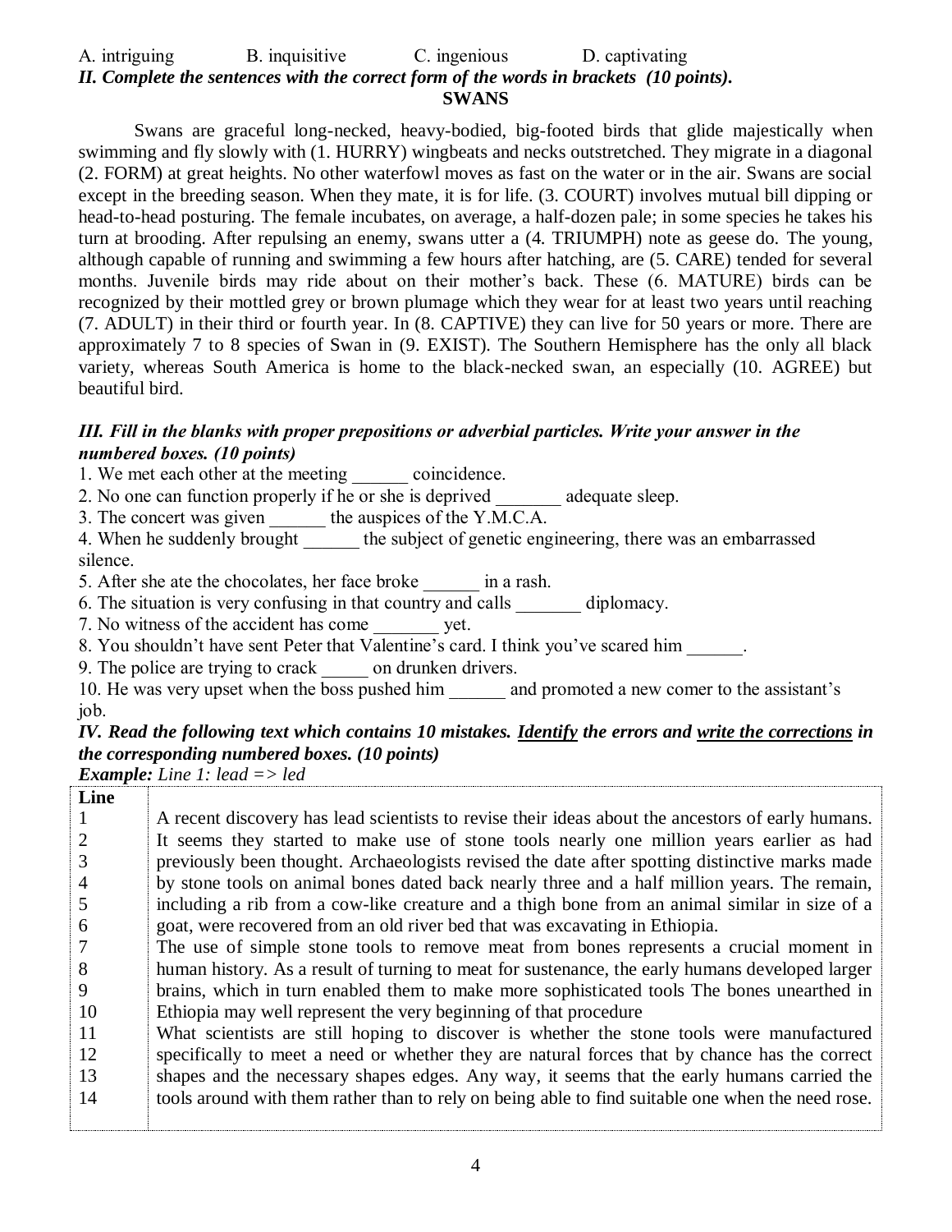A. intriguing B. inquisitive C. ingenious D. captivating

***II. Complete the sentences with the correct form of the words in brackets (10 points).***

**SWANS**

Swans are graceful long-necked, heavy-bodied, big-footed birds that glide majestically when swimming and fly slowly with (1. HURRY) wingbeats and necks outstretched. They migrate in a diagonal (2. FORM) at great heights. No other waterfowl moves as fast on the water or in the air. Swans are social except in the breeding season. When they mate, it is for life. (3. COURT) involves mutual bill dipping or head-to-head posturing. The female incubates, on average, a half-dozen pale; in some species he takes his turn at brooding. After repulsing an enemy, swans utter a (4. TRIUMPH) note as geese do. The young, although capable of running and swimming a few hours after hatching, are (5. CARE) tended for several months. Juvenile birds may ride about on their mother's back. These (6. MATURE) birds can be recognized by their mottled grey or brown plumage which they wear for at least two years until reaching (7. ADULT) in their third or fourth year. In (8. CAPTIVE) they can live for 50 years or more. There are approximately 7 to 8 species of Swan in (9. EXIST). The Southern Hemisphere has the only all black variety, whereas South America is home to the black-necked swan, an especially (10. AGREE) but beautiful bird.

***III. Fill in the blanks with proper prepositions or adverbial particles. Write your answer in the numbered boxes. (10 points)***

1. We met each other at the meeting ______ coincidence.
2. No one can function properly if he or she is deprived _______ adequate sleep.
3. The concert was given ______ the auspices of the Y.M.C.A.
4. When he suddenly brought ______ the subject of genetic engineering, there was an embarrassed silence.
5. After she ate the chocolates, her face broke ______ in a rash.
6. The situation is very confusing in that country and calls _______ diplomacy.
7. No witness of the accident has come _______ yet.
8. You shouldn't have sent Peter that Valentine's card. I think you've scared him ______.
9. The police are trying to crack _____ on drunken drivers.
10. He was very upset when the boss pushed him ______ and promoted a new comer to the assistant's job.

***IV. Read the following text which contains 10 mistakes. Identify the errors and write the corrections in the corresponding numbered boxes. (10 points)***

***Example:** Line 1: lead => led*

| Line | |
|---|---|
| 1 | A recent discovery has lead scientists to revise their ideas about the ancestors of early humans. |
| 2 | It seems they started to make use of stone tools nearly one million years earlier as had |
| 3 | previously been thought. Archaeologists revised the date after spotting distinctive marks made |
| 4 | by stone tools on animal bones dated back nearly three and a half million years. The remain, |
| 5 | including a rib from a cow-like creature and a thigh bone from an animal similar in size of a |
| 6 | goat, were recovered from an old river bed that was excavating in Ethiopia. |
| 7 | The use of simple stone tools to remove meat from bones represents a crucial moment in |
| 8 | human history. As a result of turning to meat for sustenance, the early humans developed larger |
| 9 | brains, which in turn enabled them to make more sophisticated tools The bones unearthed in |
| 10 | Ethiopia may well represent the very beginning of that procedure |
| 11 | What scientists are still hoping to discover is whether the stone tools were manufactured |
| 12 | specifically to meet a need or whether they are natural forces that by chance has the correct |
| 13 | shapes and the necessary shapes edges. Any way, it seems that the early humans carried the |
| 14 | tools around with them rather than to rely on being able to find suitable one when the need rose. |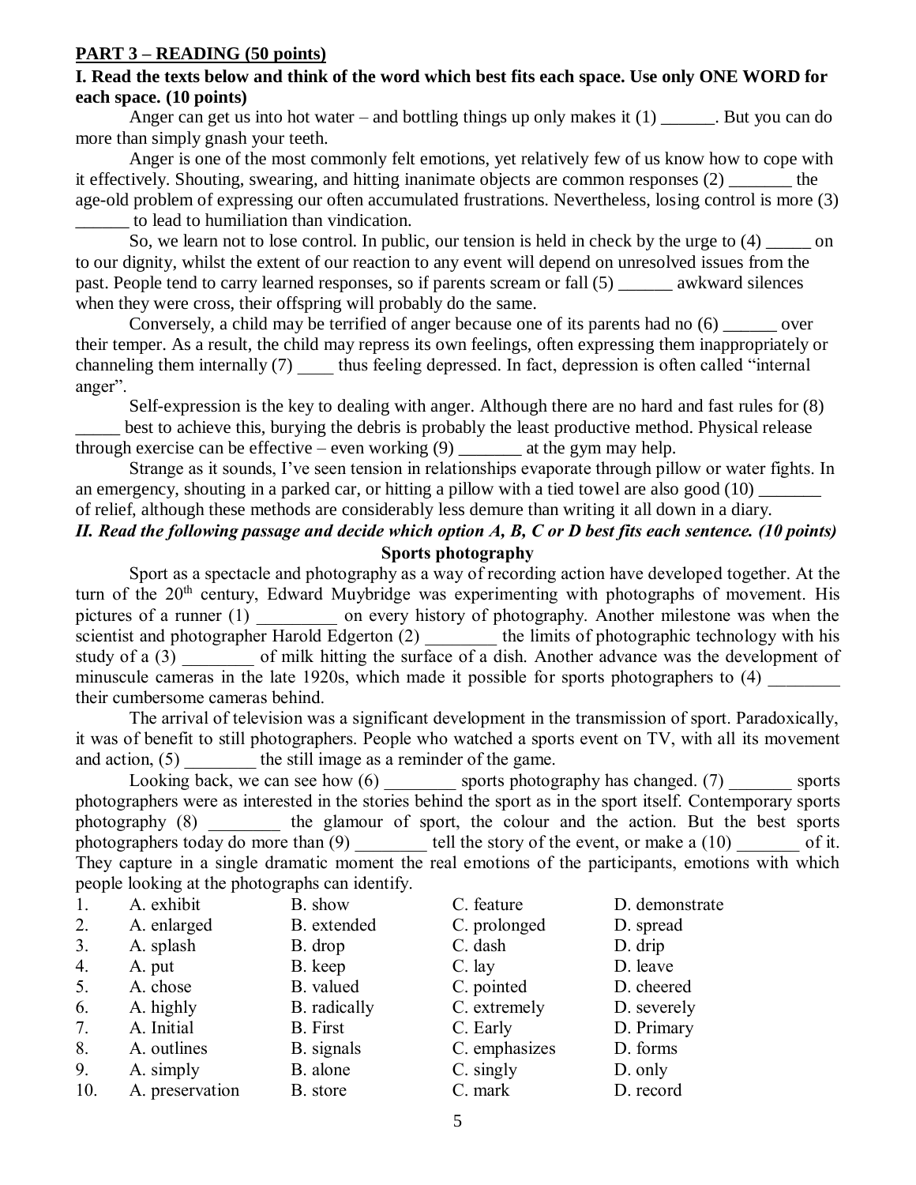**PART 3 – READING (50 points)**

**I. Read the texts below and think of the word which best fits each space. Use only ONE WORD for each space. (10 points)**

Anger can get us into hot water – and bottling things up only makes it (1) ______. But you can do more than simply gnash your teeth.

Anger is one of the most commonly felt emotions, yet relatively few of us know how to cope with it effectively. Shouting, swearing, and hitting inanimate objects are common responses (2) _______ the age-old problem of expressing our often accumulated frustrations. Nevertheless, losing control is more (3) ______ to lead to humiliation than vindication.

So, we learn not to lose control. In public, our tension is held in check by the urge to (4) _____ on to our dignity, whilst the extent of our reaction to any event will depend on unresolved issues from the past. People tend to carry learned responses, so if parents scream or fall (5) ______ awkward silences when they were cross, their offspring will probably do the same.

Conversely, a child may be terrified of anger because one of its parents had no (6) ______ over their temper. As a result, the child may repress its own feelings, often expressing them inappropriately or channeling them internally (7) ____ thus feeling depressed. In fact, depression is often called "internal anger".

Self-expression is the key to dealing with anger. Although there are no hard and fast rules for (8) _____ best to achieve this, burying the debris is probably the least productive method. Physical release through exercise can be effective – even working (9) _______ at the gym may help.

Strange as it sounds, I've seen tension in relationships evaporate through pillow or water fights. In an emergency, shouting in a parked car, or hitting a pillow with a tied towel are also good (10) _______ of relief, although these methods are considerably less demure than writing it all down in a diary.

***II. Read the following passage and decide which option A, B, C or D best fits each sentence. (10 points)***

**Sports photography**

Sport as a spectacle and photography as a way of recording action have developed together. At the turn of the 20th century, Edward Muybridge was experimenting with photographs of movement. His pictures of a runner (1) _________ on every history of photography. Another milestone was when the scientist and photographer Harold Edgerton (2) ________ the limits of photographic technology with his study of a (3) ________ of milk hitting the surface of a dish. Another advance was the development of minuscule cameras in the late 1920s, which made it possible for sports photographers to (4) ________ their cumbersome cameras behind.

The arrival of television was a significant development in the transmission of sport. Paradoxically, it was of benefit to still photographers. People who watched a sports event on TV, with all its movement and action, (5) ________ the still image as a reminder of the game.

Looking back, we can see how (6) ________ sports photography has changed. (7) _______ sports photographers were as interested in the stories behind the sport as in the sport itself. Contemporary sports photography (8) ________ the glamour of sport, the colour and the action. But the best sports photographers today do more than (9) ________ tell the story of the event, or make a (10) _______ of it. They capture in a single dramatic moment the real emotions of the participants, emotions with which people looking at the photographs can identify.

| | | | | |
|---|---|---|---|---|
| 1. | A. exhibit | B. show | C. feature | D. demonstrate |
| 2. | A. enlarged | B. extended | C. prolonged | D. spread |
| 3. | A. splash | B. drop | C. dash | D. drip |
| 4. | A. put | B. keep | C. lay | D. leave |
| 5. | A. chose | B. valued | C. pointed | D. cheered |
| 6. | A. highly | B. radically | C. extremely | D. severely |
| 7. | A. Initial | B. First | C. Early | D. Primary |
| 8. | A. outlines | B. signals | C. emphasizes | D. forms |
| 9. | A. simply | B. alone | C. singly | D. only |
| 10. | A. preservation | B. store | C. mark | D. record |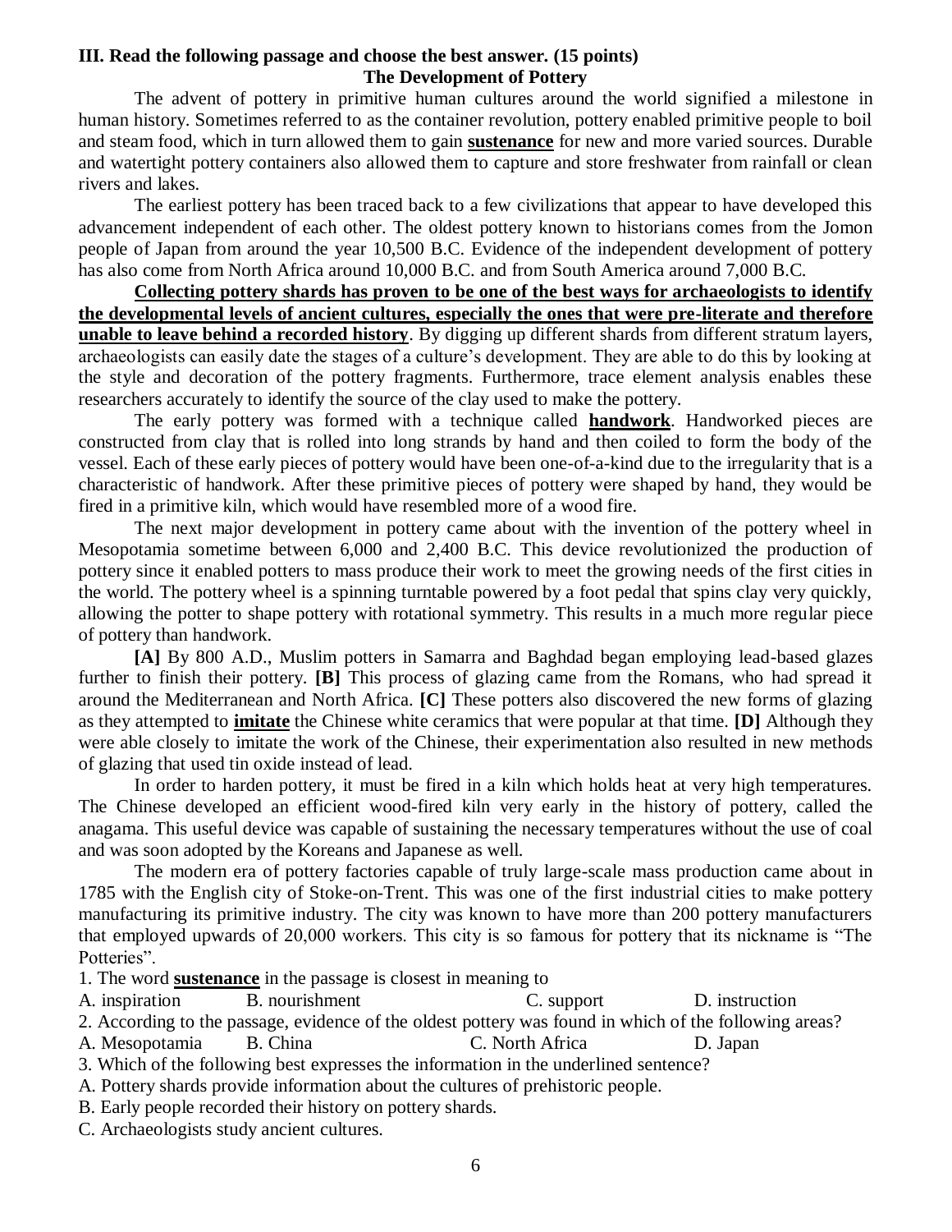**III. Read the following passage and choose the best answer. (15 points)**

**The Development of Pottery**

The advent of pottery in primitive human cultures around the world signified a milestone in human history. Sometimes referred to as the container revolution, pottery enabled primitive people to boil and steam food, which in turn allowed them to gain **sustenance** for new and more varied sources. Durable and watertight pottery containers also allowed them to capture and store freshwater from rainfall or clean rivers and lakes.

The earliest pottery has been traced back to a few civilizations that appear to have developed this advancement independent of each other. The oldest pottery known to historians comes from the Jomon people of Japan from around the year 10,500 B.C. Evidence of the independent development of pottery has also come from North Africa around 10,000 B.C. and from South America around 7,000 B.C.

**Collecting pottery shards has proven to be one of the best ways for archaeologists to identify the developmental levels of ancient cultures, especially the ones that were pre-literate and therefore unable to leave behind a recorded history**. By digging up different shards from different stratum layers, archaeologists can easily date the stages of a culture's development. They are able to do this by looking at the style and decoration of the pottery fragments. Furthermore, trace element analysis enables these researchers accurately to identify the source of the clay used to make the pottery.

The early pottery was formed with a technique called **handwork**. Handworked pieces are constructed from clay that is rolled into long strands by hand and then coiled to form the body of the vessel. Each of these early pieces of pottery would have been one-of-a-kind due to the irregularity that is a characteristic of handwork. After these primitive pieces of pottery were shaped by hand, they would be fired in a primitive kiln, which would have resembled more of a wood fire.

The next major development in pottery came about with the invention of the pottery wheel in Mesopotamia sometime between 6,000 and 2,400 B.C. This device revolutionized the production of pottery since it enabled potters to mass produce their work to meet the growing needs of the first cities in the world. The pottery wheel is a spinning turntable powered by a foot pedal that spins clay very quickly, allowing the potter to shape pottery with rotational symmetry. This results in a much more regular piece of pottery than handwork.

**[A]** By 800 A.D., Muslim potters in Samarra and Baghdad began employing lead-based glazes further to finish their pottery. **[B]** This process of glazing came from the Romans, who had spread it around the Mediterranean and North Africa. **[C]** These potters also discovered the new forms of glazing as they attempted to **imitate** the Chinese white ceramics that were popular at that time. **[D]** Although they were able closely to imitate the work of the Chinese, their experimentation also resulted in new methods of glazing that used tin oxide instead of lead.

In order to harden pottery, it must be fired in a kiln which holds heat at very high temperatures. The Chinese developed an efficient wood-fired kiln very early in the history of pottery, called the anagama. This useful device was capable of sustaining the necessary temperatures without the use of coal and was soon adopted by the Koreans and Japanese as well.

The modern era of pottery factories capable of truly large-scale mass production came about in 1785 with the English city of Stoke-on-Trent. This was one of the first industrial cities to make pottery manufacturing its primitive industry. The city was known to have more than 200 pottery manufacturers that employed upwards of 20,000 workers. This city is so famous for pottery that its nickname is "The Potteries".

1. The word **sustenance** in the passage is closest in meaning to

A. inspiration B. nourishment C. support D. instruction

2. According to the passage, evidence of the oldest pottery was found in which of the following areas?

A. Mesopotamia B. China C. North Africa D. Japan

3. Which of the following best expresses the information in the underlined sentence?

A. Pottery shards provide information about the cultures of prehistoric people.

B. Early people recorded their history on pottery shards.

C. Archaeologists study ancient cultures.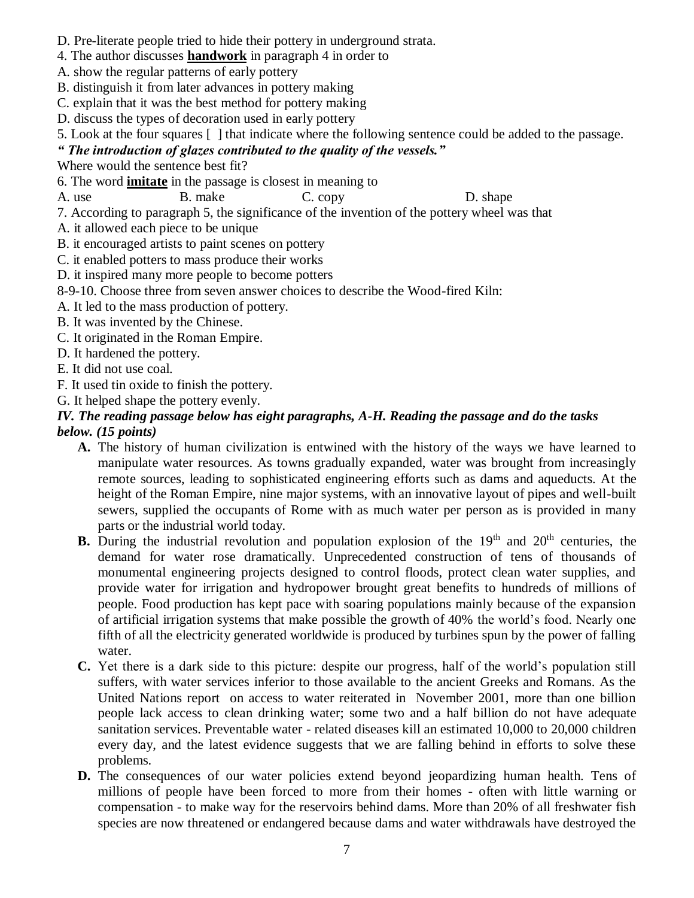D. Pre-literate people tried to hide their pottery in underground strata.

4. The author discusses **handwork** in paragraph 4 in order to

A. show the regular patterns of early pottery

B. distinguish it from later advances in pottery making

C. explain that it was the best method for pottery making

D. discuss the types of decoration used in early pottery

5. Look at the four squares [ ] that indicate where the following sentence could be added to the passage.

***" The introduction of glazes contributed to the quality of the vessels."***

Where would the sentence best fit?

6. The word **imitate** in the passage is closest in meaning to

A. use B. make C. copy D. shape

7. According to paragraph 5, the significance of the invention of the pottery wheel was that

A. it allowed each piece to be unique

B. it encouraged artists to paint scenes on pottery

C. it enabled potters to mass produce their works

D. it inspired many more people to become potters

8-9-10. Choose three from seven answer choices to describe the Wood-fired Kiln:

A. It led to the mass production of pottery.

B. It was invented by the Chinese.

C. It originated in the Roman Empire.

D. It hardened the pottery.

E. It did not use coal.

F. It used tin oxide to finish the pottery.

G. It helped shape the pottery evenly.

***IV. The reading passage below has eight paragraphs, A-H. Reading the passage and do the tasks below. (15 points)***

**A.** The history of human civilization is entwined with the history of the ways we have learned to manipulate water resources. As towns gradually expanded, water was brought from increasingly remote sources, leading to sophisticated engineering efforts such as dams and aqueducts. At the height of the Roman Empire, nine major systems, with an innovative layout of pipes and well-built sewers, supplied the occupants of Rome with as much water per person as is provided in many parts or the industrial world today.

**B.** During the industrial revolution and population explosion of the 19th and 20th centuries, the demand for water rose dramatically. Unprecedented construction of tens of thousands of monumental engineering projects designed to control floods, protect clean water supplies, and provide water for irrigation and hydropower brought great benefits to hundreds of millions of people. Food production has kept pace with soaring populations mainly because of the expansion of artificial irrigation systems that make possible the growth of 40% the world's food. Nearly one fifth of all the electricity generated worldwide is produced by turbines spun by the power of falling water.

**C.** Yet there is a dark side to this picture: despite our progress, half of the world's population still suffers, with water services inferior to those available to the ancient Greeks and Romans. As the United Nations report on access to water reiterated in November 2001, more than one billion people lack access to clean drinking water; some two and a half billion do not have adequate sanitation services. Preventable water - related diseases kill an estimated 10,000 to 20,000 children every day, and the latest evidence suggests that we are falling behind in efforts to solve these problems.

**D.** The consequences of our water policies extend beyond jeopardizing human health. Tens of millions of people have been forced to move from their homes - often with little warning or compensation - to make way for the reservoirs behind dams. More than 20% of all freshwater fish species are now threatened or endangered because dams and water withdrawals have destroyed the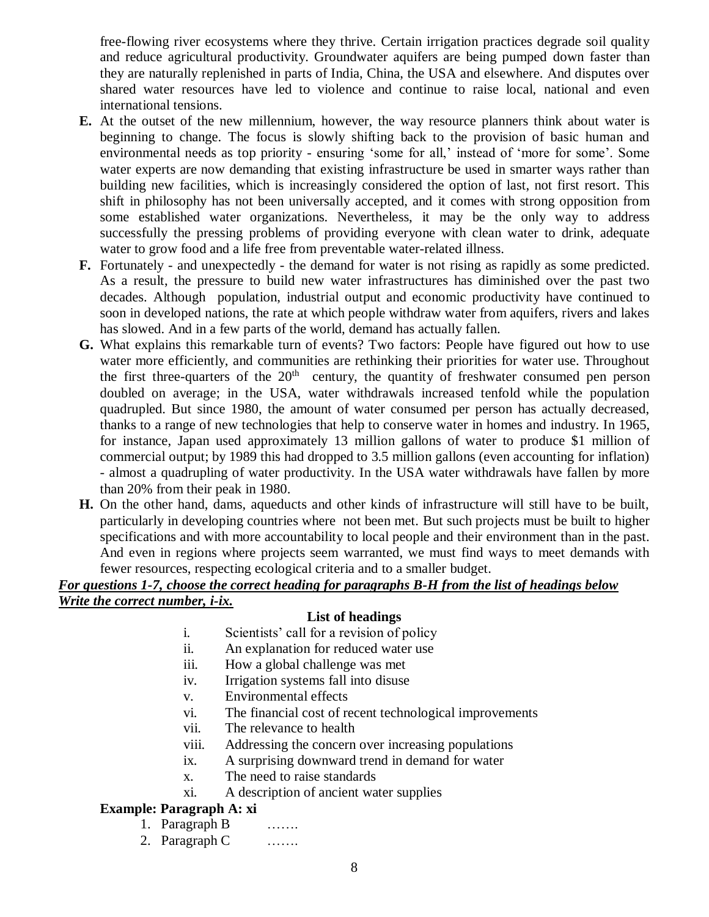free-flowing river ecosystems where they thrive. Certain irrigation practices degrade soil quality and reduce agricultural productivity. Groundwater aquifers are being pumped down faster than they are naturally replenished in parts of India, China, the USA and elsewhere. And disputes over shared water resources have led to violence and continue to raise local, national and even international tensions.

**E.** At the outset of the new millennium, however, the way resource planners think about water is beginning to change. The focus is slowly shifting back to the provision of basic human and environmental needs as top priority - ensuring 'some for all,' instead of 'more for some'. Some water experts are now demanding that existing infrastructure be used in smarter ways rather than building new facilities, which is increasingly considered the option of last, not first resort. This shift in philosophy has not been universally accepted, and it comes with strong opposition from some established water organizations. Nevertheless, it may be the only way to address successfully the pressing problems of providing everyone with clean water to drink, adequate water to grow food and a life free from preventable water-related illness.

**F.** Fortunately - and unexpectedly - the demand for water is not rising as rapidly as some predicted. As a result, the pressure to build new water infrastructures has diminished over the past two decades. Although population, industrial output and economic productivity have continued to soon in developed nations, the rate at which people withdraw water from aquifers, rivers and lakes has slowed. And in a few parts of the world, demand has actually fallen.

**G.** What explains this remarkable turn of events? Two factors: People have figured out how to use water more efficiently, and communities are rethinking their priorities for water use. Throughout the first three-quarters of the 20th century, the quantity of freshwater consumed pen person doubled on average; in the USA, water withdrawals increased tenfold while the population quadrupled. But since 1980, the amount of water consumed per person has actually decreased, thanks to a range of new technologies that help to conserve water in homes and industry. In 1965, for instance, Japan used approximately 13 million gallons of water to produce $1 million of commercial output; by 1989 this had dropped to 3.5 million gallons (even accounting for inflation) - almost a quadrupling of water productivity. In the USA water withdrawals have fallen by more than 20% from their peak in 1980.

**H.** On the other hand, dams, aqueducts and other kinds of infrastructure will still have to be built, particularly in developing countries where not been met. But such projects must be built to higher specifications and with more accountability to local people and their environment than in the past. And even in regions where projects seem warranted, we must find ways to meet demands with fewer resources, respecting ecological criteria and to a smaller budget.

***For questions 1-7, choose the correct heading for paragraphs B-H from the list of headings below Write the correct number, i-ix.***

**List of headings**

- i. Scientists' call for a revision of policy
- ii. An explanation for reduced water use
- iii. How a global challenge was met
- iv. Irrigation systems fall into disuse
- v. Environmental effects
- vi. The financial cost of recent technological improvements
- vii. The relevance to health
- viii. Addressing the concern over increasing populations
- ix. A surprising downward trend in demand for water
- x. The need to raise standards
- xi. A description of ancient water supplies

**Example: Paragraph A: xi**

1. Paragraph B .......
2. Paragraph C .......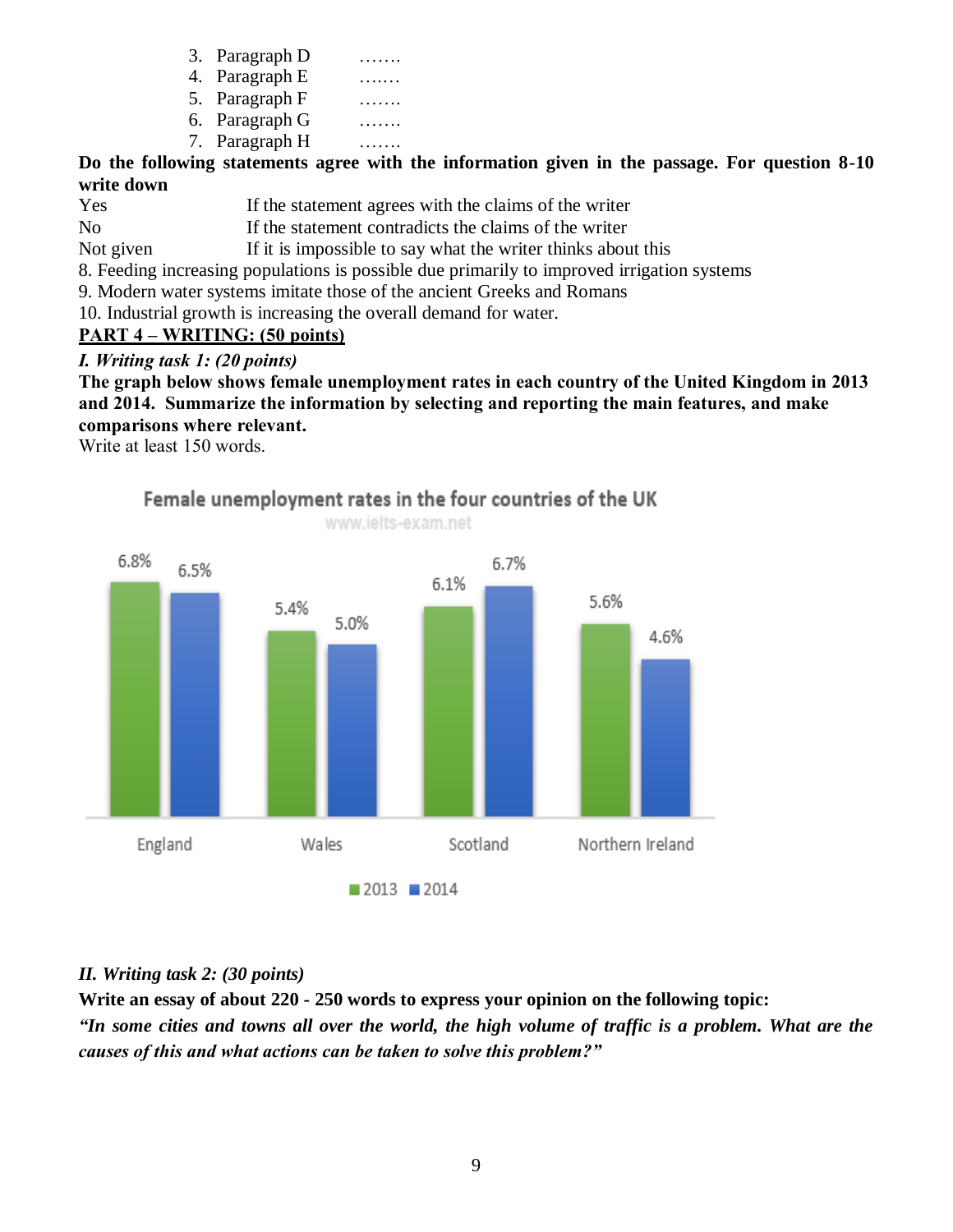3. Paragraph D .......
4. Paragraph E .......
5. Paragraph F .......
6. Paragraph G .......
7. Paragraph H .......

**Do the following statements agree with the information given in the passage. For question 8-10 write down**

Yes — If the statement agrees with the claims of the writer

No — If the statement contradicts the claims of the writer

Not given — If it is impossible to say what the writer thinks about this

8. Feeding increasing populations is possible due primarily to improved irrigation systems
9. Modern water systems imitate those of the ancient Greeks and Romans
10. Industrial growth is increasing the overall demand for water.

## PART 4 – WRITING: (50 points)

*I. Writing task 1: (20 points)*

**The graph below shows female unemployment rates in each country of the United Kingdom in 2013 and 2014. Summarize the information by selecting and reporting the main features, and make comparisons where relevant.**

Write at least 150 words.

Female unemployment rates in the four countries of the UK

www.ielts-exam.net

England: 6.8% 6.5%
Wales: 5.4% 5.0%
Scotland: 6.1% 6.7%
Northern Ireland: 5.6% 4.6%

2013 2014

*II. Writing task 2: (30 points)*

**Write an essay of about 220 - 250 words to express your opinion on the following topic:**

***"In some cities and towns all over the world, the high volume of traffic is a problem. What are the causes of this and what actions can be taken to solve this problem?"***